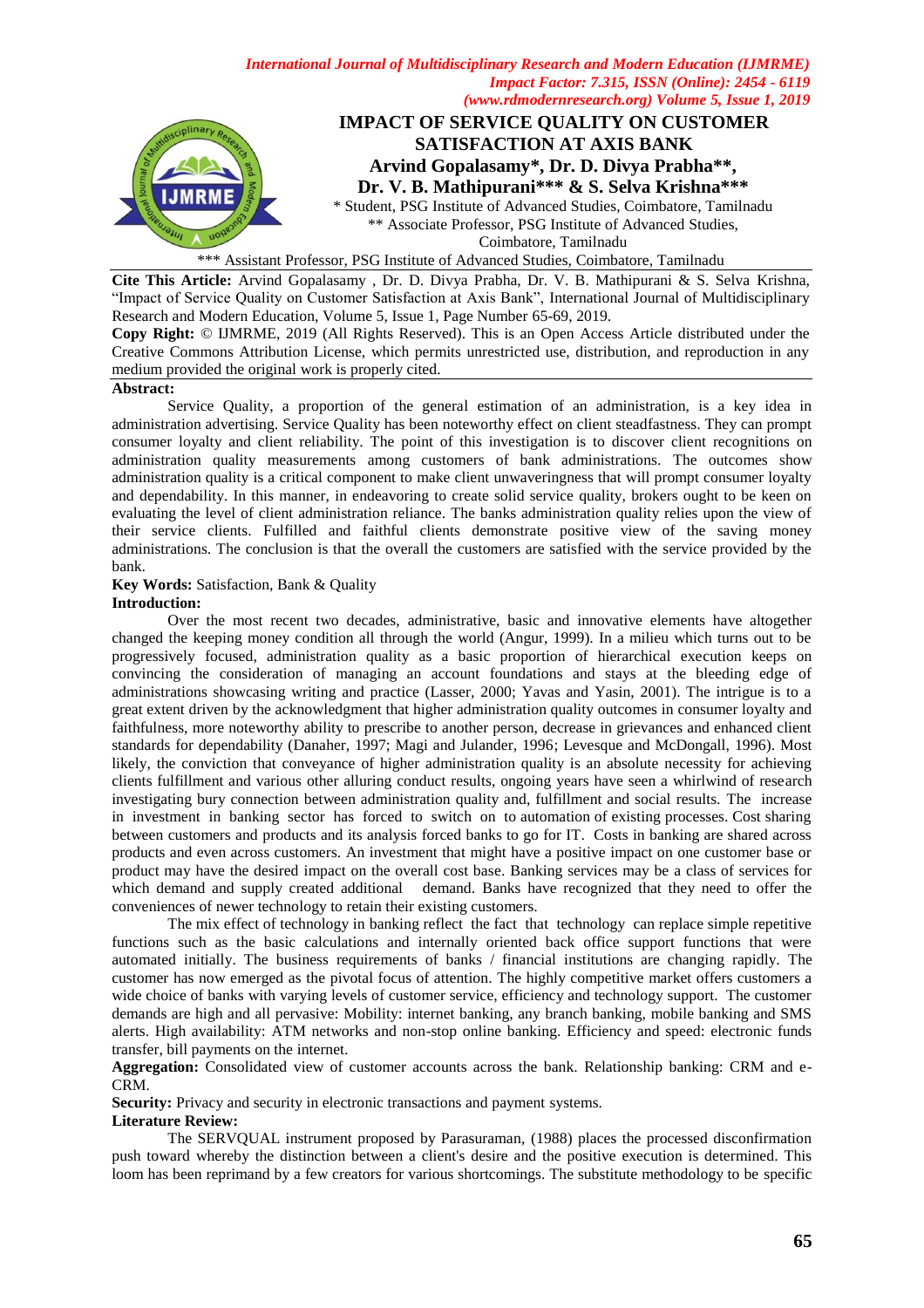# IMPACT OF SERVICE QUALITY ON CUSTOMER SATISFACTION AT AXIS BANK

**Arvind Gopalasamy*, Dr. D. Divya Prabha**, Dr. V. B. Mathipurani*** & S. Selva Krishna*****

\* Student, PSG Institute of Advanced Studies, Coimbatore, Tamilnadu

** Associate Professor, PSG Institute of Advanced Studies, Coimbatore, Tamilnadu

*** Assistant Professor, PSG Institute of Advanced Studies, Coimbatore, Tamilnadu

**Cite This Article:** Arvind Gopalasamy , Dr. D. Divya Prabha, Dr. V. B. Mathipurani & S. Selva Krishna, "Impact of Service Quality on Customer Satisfaction at Axis Bank", International Journal of Multidisciplinary Research and Modern Education, Volume 5, Issue 1, Page Number 65-69, 2019.

**Copy Right:** © IJMRME, 2019 (All Rights Reserved). This is an Open Access Article distributed under the Creative Commons Attribution License, which permits unrestricted use, distribution, and reproduction in any medium provided the original work is properly cited.

**Abstract:**

Service Quality, a proportion of the general estimation of an administration, is a key idea in administration advertising. Service Quality has been noteworthy effect on client steadfastness. They can prompt consumer loyalty and client reliability. The point of this investigation is to discover client recognitions on administration quality measurements among customers of bank administrations. The outcomes show administration quality is a critical component to make client unwaveringness that will prompt consumer loyalty and dependability. In this manner, in endeavoring to create solid service quality, brokers ought to be keen on evaluating the level of client administration reliance. The banks administration quality relies upon the view of their service clients. Fulfilled and faithful clients demonstrate positive view of the saving money administrations. The conclusion is that the overall the customers are satisfied with the service provided by the bank.

**Key Words:** Satisfaction, Bank & Quality

**Introduction:**

Over the most recent two decades, administrative, basic and innovative elements have altogether changed the keeping money condition all through the world (Angur, 1999). In a milieu which turns out to be progressively focused, administration quality as a basic proportion of hierarchical execution keeps on convincing the consideration of managing an account foundations and stays at the bleeding edge of administrations showcasing writing and practice (Lasser, 2000; Yavas and Yasin, 2001). The intrigue is to a great extent driven by the acknowledgment that higher administration quality outcomes in consumer loyalty and faithfulness, more noteworthy ability to prescribe to another person, decrease in grievances and enhanced client standards for dependability (Danaher, 1997; Magi and Julander, 1996; Levesque and McDongall, 1996). Most likely, the conviction that conveyance of higher administration quality is an absolute necessity for achieving clients fulfillment and various other alluring conduct results, ongoing years have seen a whirlwind of research investigating bury connection between administration quality and, fulfillment and social results. The increase in investment in banking sector has forced to switch on to automation of existing processes. Cost sharing between customers and products and its analysis forced banks to go for IT. Costs in banking are shared across products and even across customers. An investment that might have a positive impact on one customer base or product may have the desired impact on the overall cost base. Banking services may be a class of services for which demand and supply created additional demand. Banks have recognized that they need to offer the conveniences of newer technology to retain their existing customers.

The mix effect of technology in banking reflect the fact that technology can replace simple repetitive functions such as the basic calculations and internally oriented back office support functions that were automated initially. The business requirements of banks / financial institutions are changing rapidly. The customer has now emerged as the pivotal focus of attention. The highly competitive market offers customers a wide choice of banks with varying levels of customer service, efficiency and technology support. The customer demands are high and all pervasive: Mobility: internet banking, any branch banking, mobile banking and SMS alerts. High availability: ATM networks and non-stop online banking. Efficiency and speed: electronic funds transfer, bill payments on the internet.

**Aggregation:** Consolidated view of customer accounts across the bank. Relationship banking: CRM and e-CRM.

**Security:** Privacy and security in electronic transactions and payment systems.

**Literature Review:**

The SERVQUAL instrument proposed by Parasuraman, (1988) places the processed disconfirmation push toward whereby the distinction between a client's desire and the positive execution is determined. This loom has been reprimand by a few creators for various shortcomings. The substitute methodology to be specific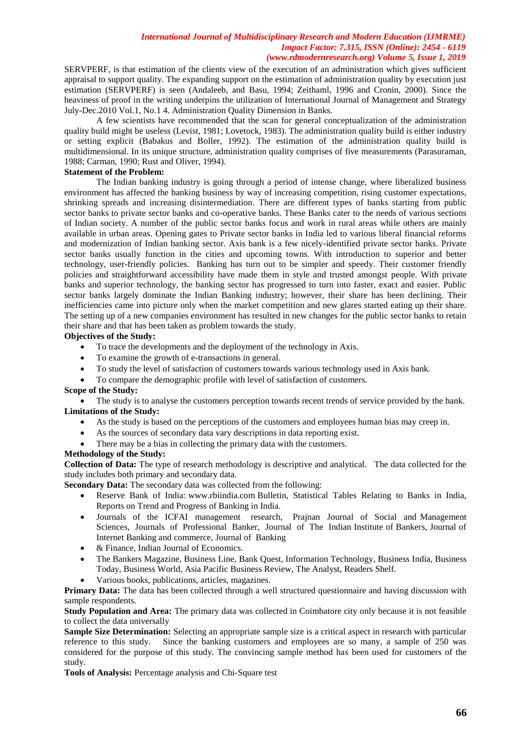SERVPERF, is that estimation of the clients view of the execution of an administration which gives sufficient appraisal to support quality. The expanding support on the estimation of administration quality by execution just estimation (SERVPERF) is seen (Andaleeb, and Basu, 1994; Zeithaml, 1996 and Cronin, 2000). Since the heaviness of proof in the writing underpins the utilization of International Journal of Management and Strategy July-Dec.2010 Vol.1, No.1 4. Administration Quality Dimension in Banks.

A few scientists have recommended that the scan for general conceptualization of the administration quality build might be useless (Levist, 1981; Lovetock, 1983). The administration quality build is either industry or setting explicit (Babakus and Boller, 1992). The estimation of the administration quality build is multidimensional. In its unique structure, administration quality comprises of five measurements (Parasuraman, 1988; Carman, 1990; Rust and Oliver, 1994).

**Statement of the Problem:**

The Indian banking industry is going through a period of intense change, where liberalized business environment has affected the banking business by way of increasing competition, rising customer expectations, shrinking spreads and increasing disintermediation. There are different types of banks starting from public sector banks to private sector banks and co-operative banks. These Banks cater to the needs of various sections of Indian society. A number of the public sector banks focus and work in rural areas while others are mainly available in urban areas. Opening gates to Private sector banks in India led to various liberal financial reforms and modernization of Indian banking sector. Axis bank is a few nicely-identified private sector banks. Private sector banks usually function in the cities and upcoming towns. With introduction to superior and better technology, user-friendly policies. Banking has turn out to be simpler and speedy. Their customer friendly policies and straightforward accessibility have made them in style and trusted amongst people. With private banks and superior technology, the banking sector has progressed to turn into faster, exact and easier. Public sector banks largely dominate the Indian Banking industry; however, their share has been declining. Their inefficiencies came into picture only when the market competition and new glares started eating up their share. The setting up of a new companies environment has resulted in new changes for the public sector banks to retain their share and that has been taken as problem towards the study.

**Objectives of the Study:**

- To trace the developments and the deployment of the technology in Axis.
- To examine the growth of e-transactions in general.
- To study the level of satisfaction of customers towards various technology used in Axis bank.
- To compare the demographic profile with level of satisfaction of customers.

**Scope of the Study:**

- The study is to analyse the customers perception towards recent trends of service provided by the bank.

**Limitations of the Study:**

- As the study is based on the perceptions of the customers and employees human bias may creep in.
- As the sources of secondary data vary descriptions in data reporting exist.
- There may be a bias in collecting the primary data with the customers.

**Methodology of the Study:**

**Collection of Data:** The type of research methodology is descriptive and analytical. The data collected for the study includes both primary and secondary data.

**Secondary Data:** The secondary data was collected from the following:

- Reserve Bank of India: www.rbiindia.com Bulletin, Statistical Tables Relating to Banks in India, Reports on Trend and Progress of Banking in India.
- Journals of the ICFAI management research, Prajnan Journal of Social and Management Sciences, Journals of Professional Banker, Journal of The Indian Institute of Bankers, Journal of Internet Banking and commerce, Journal of Banking
- & Finance, Indian Journal of Economics.
- The Bankers Magazine, Business Line, Bank Quest, Information Technology, Business India, Business Today, Business World, Asia Pacific Business Review, The Analyst, Readers Shelf.
- Various books, publications, articles, magazines.

**Primary Data:** The data has been collected through a well structured questionnaire and having discussion with sample respondents.

**Study Population and Area:** The primary data was collected in Coimbatore city only because it is not feasible to collect the data universally

**Sample Size Determination:** Selecting an appropriate sample size is a critical aspect in research with particular reference to this study. Since the banking customers and employees are so many, a sample of 250 was considered for the purpose of this study. The convincing sample method has been used for customers of the study.

**Tools of Analysis:** Percentage analysis and Chi-Square test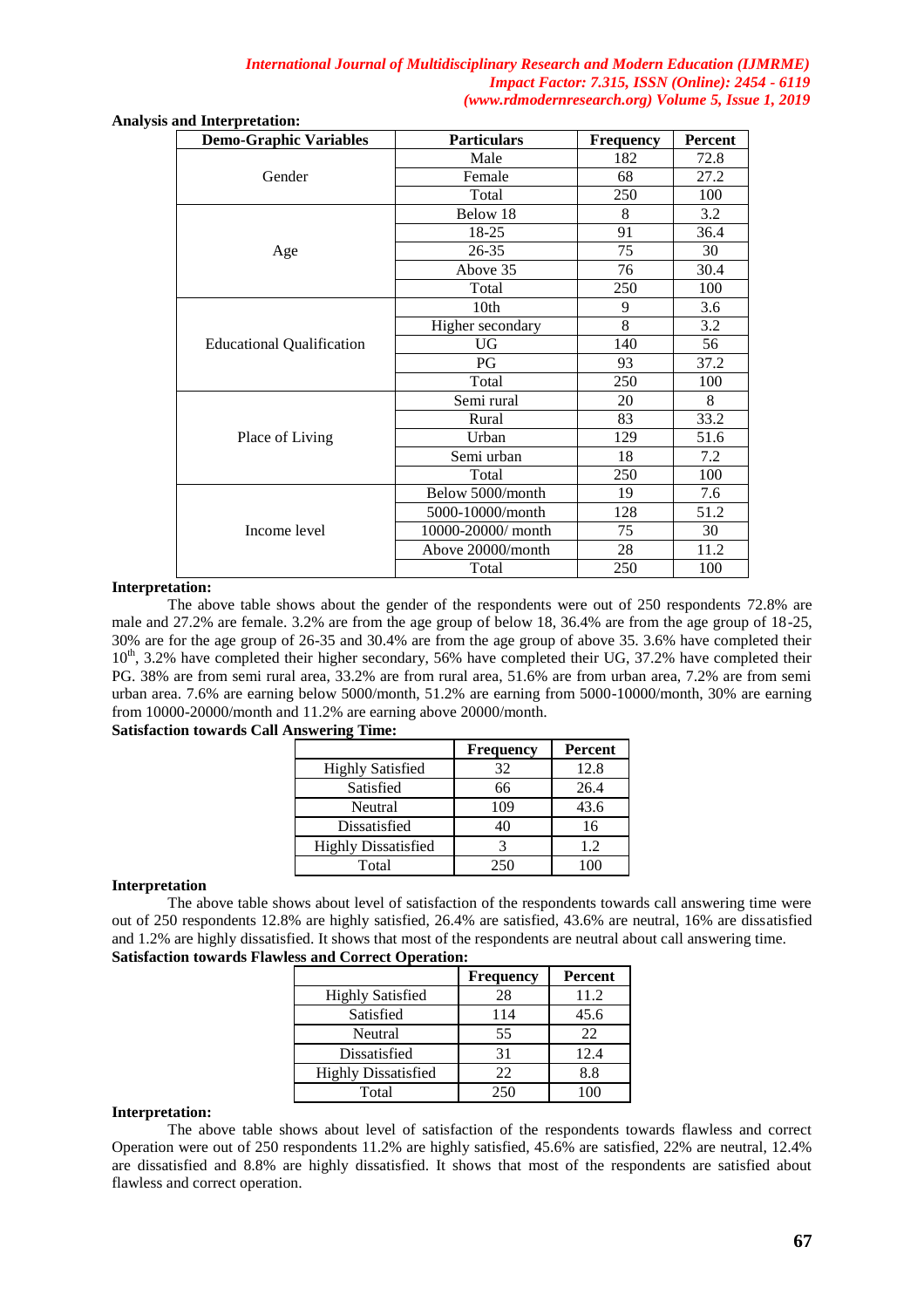**Analysis and Interpretation:**

| Demo-Graphic Variables | Particulars | Frequency | Percent |
|---|---|---|---|
| Gender | Male | 182 | 72.8 |
| | Female | 68 | 27.2 |
| | Total | 250 | 100 |
| Age | Below 18 | 8 | 3.2 |
| | 18-25 | 91 | 36.4 |
| | 26-35 | 75 | 30 |
| | Above 35 | 76 | 30.4 |
| | Total | 250 | 100 |
| Educational Qualification | 10th | 9 | 3.6 |
| | Higher secondary | 8 | 3.2 |
| | UG | 140 | 56 |
| | PG | 93 | 37.2 |
| | Total | 250 | 100 |
| Place of Living | Semi rural | 20 | 8 |
| | Rural | 83 | 33.2 |
| | Urban | 129 | 51.6 |
| | Semi urban | 18 | 7.2 |
| | Total | 250 | 100 |
| Income level | Below 5000/month | 19 | 7.6 |
| | 5000-10000/month | 128 | 51.2 |
| | 10000-20000/ month | 75 | 30 |
| | Above 20000/month | 28 | 11.2 |
| | Total | 250 | 100 |

**Interpretation:**

The above table shows about the gender of the respondents were out of 250 respondents 72.8% are male and 27.2% are female. 3.2% are from the age group of below 18, 36.4% are from the age group of 18-25, 30% are for the age group of 26-35 and 30.4% are from the age group of above 35. 3.6% have completed their 10th, 3.2% have completed their higher secondary, 56% have completed their UG, 37.2% have completed their PG. 38% are from semi rural area, 33.2% are from rural area, 51.6% are from urban area, 7.2% are from semi urban area. 7.6% are earning below 5000/month, 51.2% are earning from 5000-10000/month, 30% are earning from 10000-20000/month and 11.2% are earning above 20000/month.

**Satisfaction towards Call Answering Time:**

| | Frequency | Percent |
|---|---|---|
| Highly Satisfied | 32 | 12.8 |
| Satisfied | 66 | 26.4 |
| Neutral | 109 | 43.6 |
| Dissatisfied | 40 | 16 |
| Highly Dissatisfied | 3 | 1.2 |
| Total | 250 | 100 |

**Interpretation**

The above table shows about level of satisfaction of the respondents towards call answering time were out of 250 respondents 12.8% are highly satisfied, 26.4% are satisfied, 43.6% are neutral, 16% are dissatisfied and 1.2% are highly dissatisfied. It shows that most of the respondents are neutral about call answering time.

**Satisfaction towards Flawless and Correct Operation:**

| | Frequency | Percent |
|---|---|---|
| Highly Satisfied | 28 | 11.2 |
| Satisfied | 114 | 45.6 |
| Neutral | 55 | 22 |
| Dissatisfied | 31 | 12.4 |
| Highly Dissatisfied | 22 | 8.8 |
| Total | 250 | 100 |

**Interpretation:**

The above table shows about level of satisfaction of the respondents towards flawless and correct Operation were out of 250 respondents 11.2% are highly satisfied, 45.6% are satisfied, 22% are neutral, 12.4% are dissatisfied and 8.8% are highly dissatisfied. It shows that most of the respondents are satisfied about flawless and correct operation.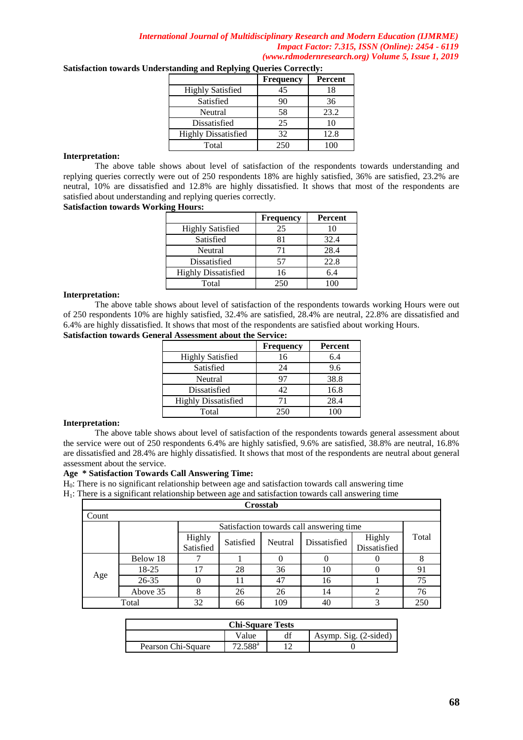**Satisfaction towards Understanding and Replying Queries Correctly:**

| | Frequency | Percent |
|---|---|---|
| Highly Satisfied | 45 | 18 |
| Satisfied | 90 | 36 |
| Neutral | 58 | 23.2 |
| Dissatisfied | 25 | 10 |
| Highly Dissatisfied | 32 | 12.8 |
| Total | 250 | 100 |

**Interpretation:**

The above table shows about level of satisfaction of the respondents towards understanding and replying queries correctly were out of 250 respondents 18% are highly satisfied, 36% are satisfied, 23.2% are neutral, 10% are dissatisfied and 12.8% are highly dissatisfied. It shows that most of the respondents are satisfied about understanding and replying queries correctly.

**Satisfaction towards Working Hours:**

| | Frequency | Percent |
|---|---|---|
| Highly Satisfied | 25 | 10 |
| Satisfied | 81 | 32.4 |
| Neutral | 71 | 28.4 |
| Dissatisfied | 57 | 22.8 |
| Highly Dissatisfied | 16 | 6.4 |
| Total | 250 | 100 |

**Interpretation:**

The above table shows about level of satisfaction of the respondents towards working Hours were out of 250 respondents 10% are highly satisfied, 32.4% are satisfied, 28.4% are neutral, 22.8% are dissatisfied and 6.4% are highly dissatisfied. It shows that most of the respondents are satisfied about working Hours.

**Satisfaction towards General Assessment about the Service:**

| | Frequency | Percent |
|---|---|---|
| Highly Satisfied | 16 | 6.4 |
| Satisfied | 24 | 9.6 |
| Neutral | 97 | 38.8 |
| Dissatisfied | 42 | 16.8 |
| Highly Dissatisfied | 71 | 28.4 |
| Total | 250 | 100 |

**Interpretation:**

The above table shows about level of satisfaction of the respondents towards general assessment about the service were out of 250 respondents 6.4% are highly satisfied, 9.6% are satisfied, 38.8% are neutral, 16.8% are dissatisfied and 28.4% are highly dissatisfied. It shows that most of the respondents are neutral about general assessment about the service.

**Age * Satisfaction Towards Call Answering Time:**

$H_0$: There is no significant relationship between age and satisfaction towards call answering time

$H_1$: There is a significant relationship between age and satisfaction towards call answering time

**Crosstab**

Count

| | | Satisfaction towards call answering time | | | | | Total |
|---|---|---|---|---|---|---|---|
| | | Highly Satisfied | Satisfied | Neutral | Dissatisfied | Highly Dissatisfied | |
| Age | Below 18 | 7 | 1 | 0 | 0 | 0 | 8 |
| | 18-25 | 17 | 28 | 36 | 10 | 0 | 91 |
| | 26-35 | 0 | 11 | 47 | 16 | 1 | 75 |
| | Above 35 | 8 | 26 | 26 | 14 | 2 | 76 |
| Total | | 32 | 66 | 109 | 40 | 3 | 250 |

**Chi-Square Tests**

| | Value | df | Asymp. Sig. (2-sided) |
|---|---|---|---|
| Pearson Chi-Square | 72.588[a] | 12 | 0 |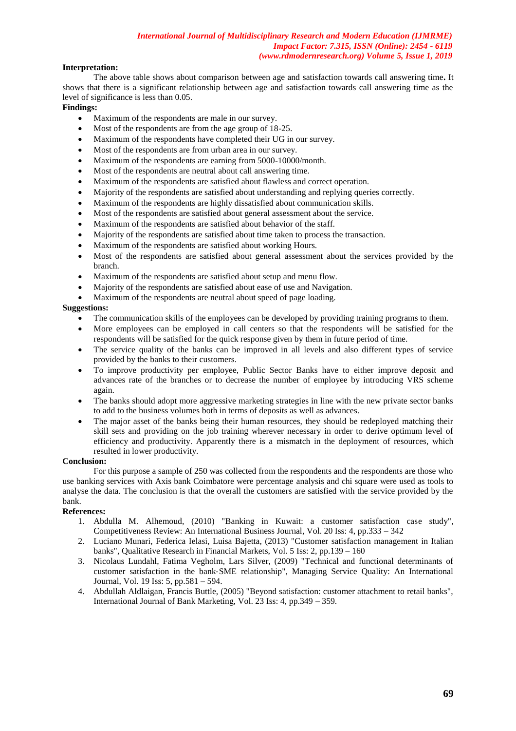**Interpretation:**

The above table shows about comparison between age and satisfaction towards call answering time**.** It shows that there is a significant relationship between age and satisfaction towards call answering time as the level of significance is less than 0.05.

**Findings:**

- Maximum of the respondents are male in our survey.
- Most of the respondents are from the age group of 18-25.
- Maximum of the respondents have completed their UG in our survey.
- Most of the respondents are from urban area in our survey.
- Maximum of the respondents are earning from 5000-10000/month.
- Most of the respondents are neutral about call answering time.
- Maximum of the respondents are satisfied about flawless and correct operation.
- Majority of the respondents are satisfied about understanding and replying queries correctly.
- Maximum of the respondents are highly dissatisfied about communication skills.
- Most of the respondents are satisfied about general assessment about the service.
- Maximum of the respondents are satisfied about behavior of the staff.
- Majority of the respondents are satisfied about time taken to process the transaction.
- Maximum of the respondents are satisfied about working Hours.
- Most of the respondents are satisfied about general assessment about the services provided by the branch.
- Maximum of the respondents are satisfied about setup and menu flow.
- Majority of the respondents are satisfied about ease of use and Navigation.
- Maximum of the respondents are neutral about speed of page loading.

**Suggestions:**

- The communication skills of the employees can be developed by providing training programs to them.
- More employees can be employed in call centers so that the respondents will be satisfied for the respondents will be satisfied for the quick response given by them in future period of time.
- The service quality of the banks can be improved in all levels and also different types of service provided by the banks to their customers.
- To improve productivity per employee, Public Sector Banks have to either improve deposit and advances rate of the branches or to decrease the number of employee by introducing VRS scheme again.
- The banks should adopt more aggressive marketing strategies in line with the new private sector banks to add to the business volumes both in terms of deposits as well as advances.
- The major asset of the banks being their human resources, they should be redeployed matching their skill sets and providing on the job training wherever necessary in order to derive optimum level of efficiency and productivity. Apparently there is a mismatch in the deployment of resources, which resulted in lower productivity.

**Conclusion:**

For this purpose a sample of 250 was collected from the respondents and the respondents are those who use banking services with Axis bank Coimbatore were percentage analysis and chi square were used as tools to analyse the data. The conclusion is that the overall the customers are satisfied with the service provided by the bank.

**References:**

1. Abdulla M. Alhemoud, (2010) "Banking in Kuwait: a customer satisfaction case study", Competitiveness Review: An International Business Journal, Vol. 20 Iss: 4, pp.333 – 342
2. Luciano Munari, Federica Ielasi, Luisa Bajetta, (2013) "Customer satisfaction management in Italian banks", Qualitative Research in Financial Markets, Vol. 5 Iss: 2, pp.139 – 160
3. Nicolaus Lundahl, Fatima Vegholm, Lars Silver, (2009) "Technical and functional determinants of customer satisfaction in the bank‐SME relationship", Managing Service Quality: An International Journal, Vol. 19 Iss: 5, pp.581 – 594.
4. Abdullah Aldlaigan, Francis Buttle, (2005) "Beyond satisfaction: customer attachment to retail banks", International Journal of Bank Marketing, Vol. 23 Iss: 4, pp.349 – 359.